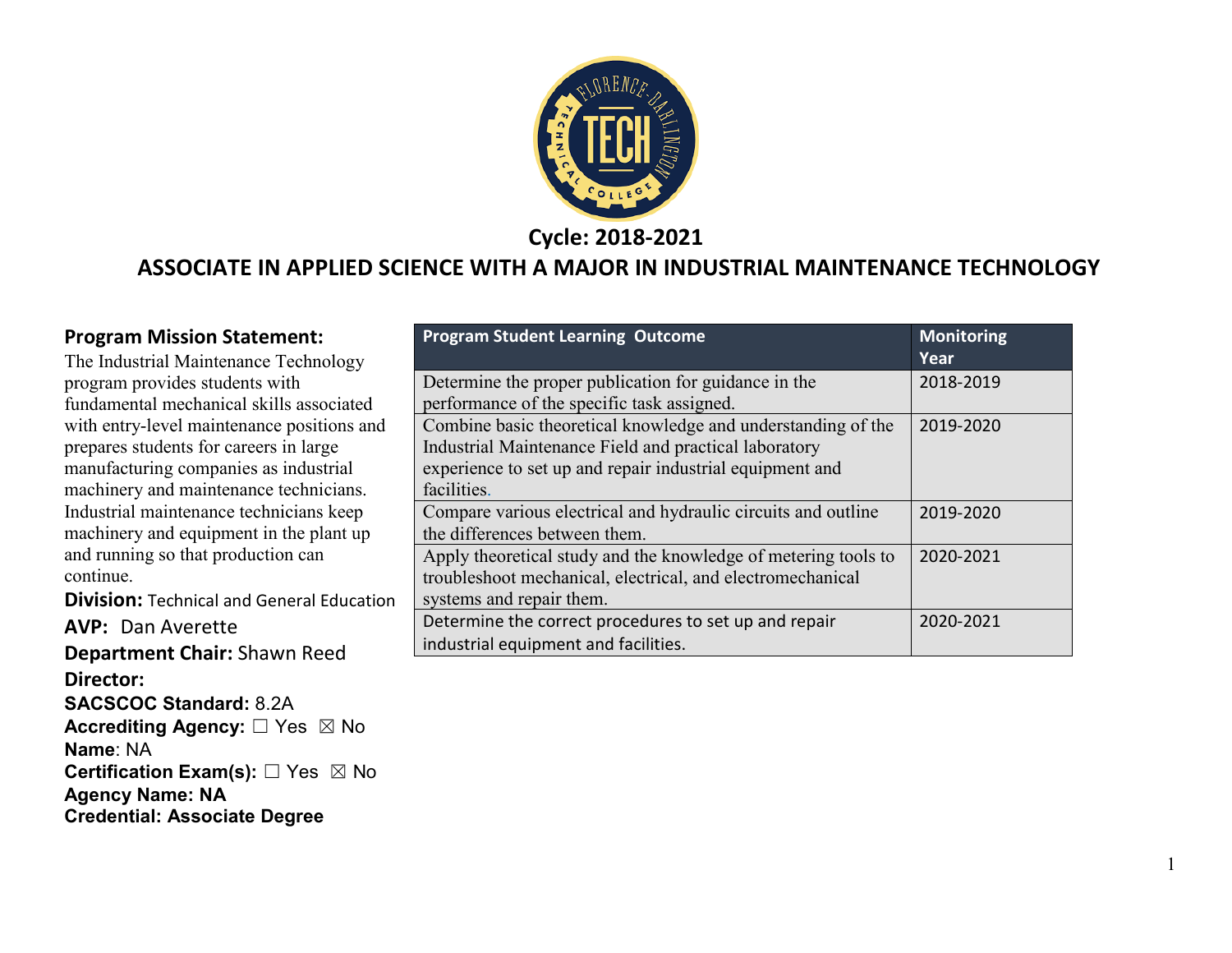**Cycle: 2018-2021**

# ASSOCIATE IN APPLIED SCIENCE WITH A MAJOR IN INDUSTRIAL MAINTENANCE TECHNOLOGY

**Program Mission Statement:**
The Industrial Maintenance Technology program provides students with fundamental mechanical skills associated with entry-level maintenance positions and prepares students for careers in large manufacturing companies as industrial machinery and maintenance technicians. Industrial maintenance technicians keep machinery and equipment in the plant up and running so that production can continue.

**Division:** Technical and General Education

**AVP:** Dan Averette

**Department Chair:** Shawn Reed

**Director:**

**SACSCOC Standard:** 8.2A

**Accrediting Agency:** ☐ Yes ☒ No

**Name**: NA

**Certification Exam(s):** ☐ Yes ☒ No

**Agency Name: NA**

**Credential: Associate Degree**

| Program Student Learning Outcome | Monitoring Year |
|---|---|
| Determine the proper publication for guidance in the performance of the specific task assigned. | 2018-2019 |
| Combine basic theoretical knowledge and understanding of the Industrial Maintenance Field and practical laboratory experience to set up and repair industrial equipment and facilities. | 2019-2020 |
| Compare various electrical and hydraulic circuits and outline the differences between them. | 2019-2020 |
| Apply theoretical study and the knowledge of metering tools to troubleshoot mechanical, electrical, and electromechanical systems and repair them. | 2020-2021 |
| Determine the correct procedures to set up and repair industrial equipment and facilities. | 2020-2021 |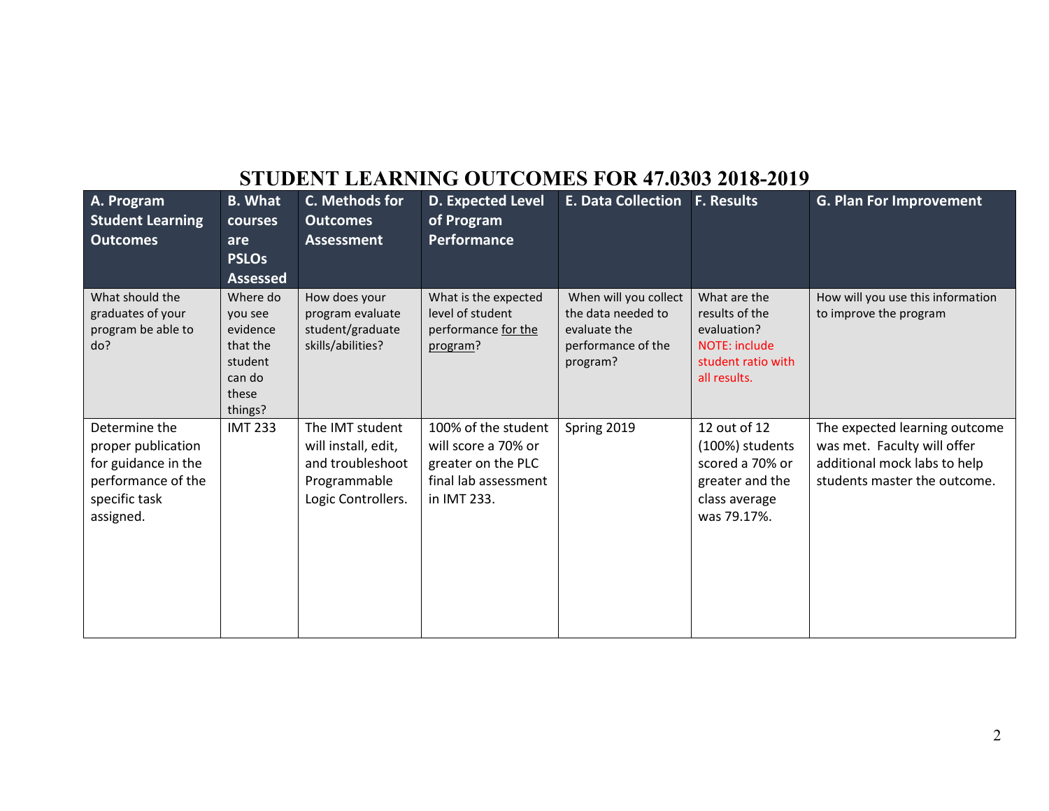# STUDENT LEARNING OUTCOMES FOR 47.0303 2018-2019

| A. Program Student Learning Outcomes | B. What courses are PSLOs Assessed | C. Methods for Outcomes Assessment | D. Expected Level of Program Performance | E. Data Collection | F. Results | G. Plan For Improvement |
|---|---|---|---|---|---|---|
| What should the graduates of your program be able to do? | Where do you see evidence that the student can do these things? | How does your program evaluate student/graduate skills/abilities? | What is the expected level of student performance for the program? | When will you collect the data needed to evaluate the performance of the program? | What are the results of the evaluation? NOTE: include student ratio with all results. | How will you use this information to improve the program |
| Determine the proper publication for guidance in the performance of the specific task assigned. | IMT 233 | The IMT student will install, edit, and troubleshoot Programmable Logic Controllers. | 100% of the student will score a 70% or greater on the PLC final lab assessment in IMT 233. | Spring 2019 | 12 out of 12 (100%) students scored a 70% or greater and the class average was 79.17%. | The expected learning outcome was met. Faculty will offer additional mock labs to help students master the outcome. |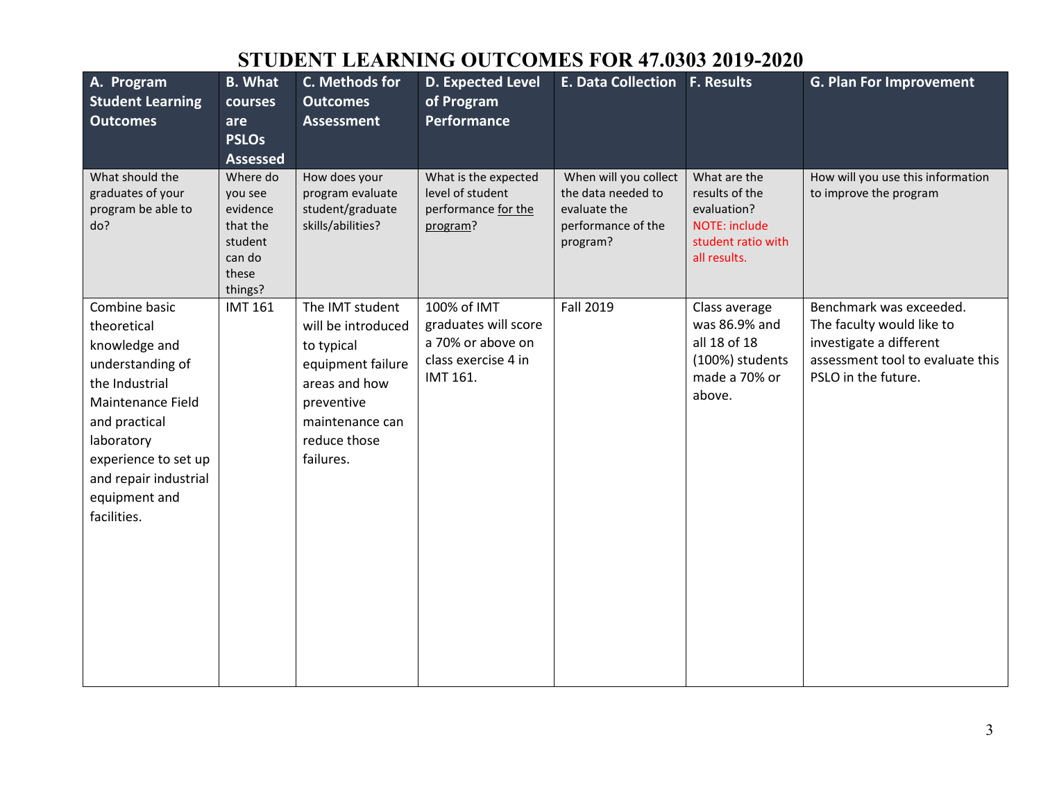# STUDENT LEARNING OUTCOMES FOR 47.0303 2019-2020

| A. Program Student Learning Outcomes | B. What courses are PSLOs Assessed | C. Methods for Outcomes Assessment | D. Expected Level of Program Performance | E. Data Collection | F. Results | G. Plan For Improvement |
|---|---|---|---|---|---|---|
| What should the graduates of your program be able to do? | Where do you see evidence that the student can do these things? | How does your program evaluate student/graduate skills/abilities? | What is the expected level of student performance for the program? | When will you collect the data needed to evaluate the performance of the program? | What are the results of the evaluation? NOTE: include student ratio with all results. | How will you use this information to improve the program |
| Combine basic theoretical knowledge and understanding of the Industrial Maintenance Field and practical laboratory experience to set up and repair industrial equipment and facilities. | IMT 161 | The IMT student will be introduced to typical equipment failure areas and how preventive maintenance can reduce those failures. | 100% of IMT graduates will score a 70% or above on class exercise 4 in IMT 161. | Fall 2019 | Class average was 86.9% and all 18 of 18 (100%) students made a 70% or above. | Benchmark was exceeded. The faculty would like to investigate a different assessment tool to evaluate this PSLO in the future. |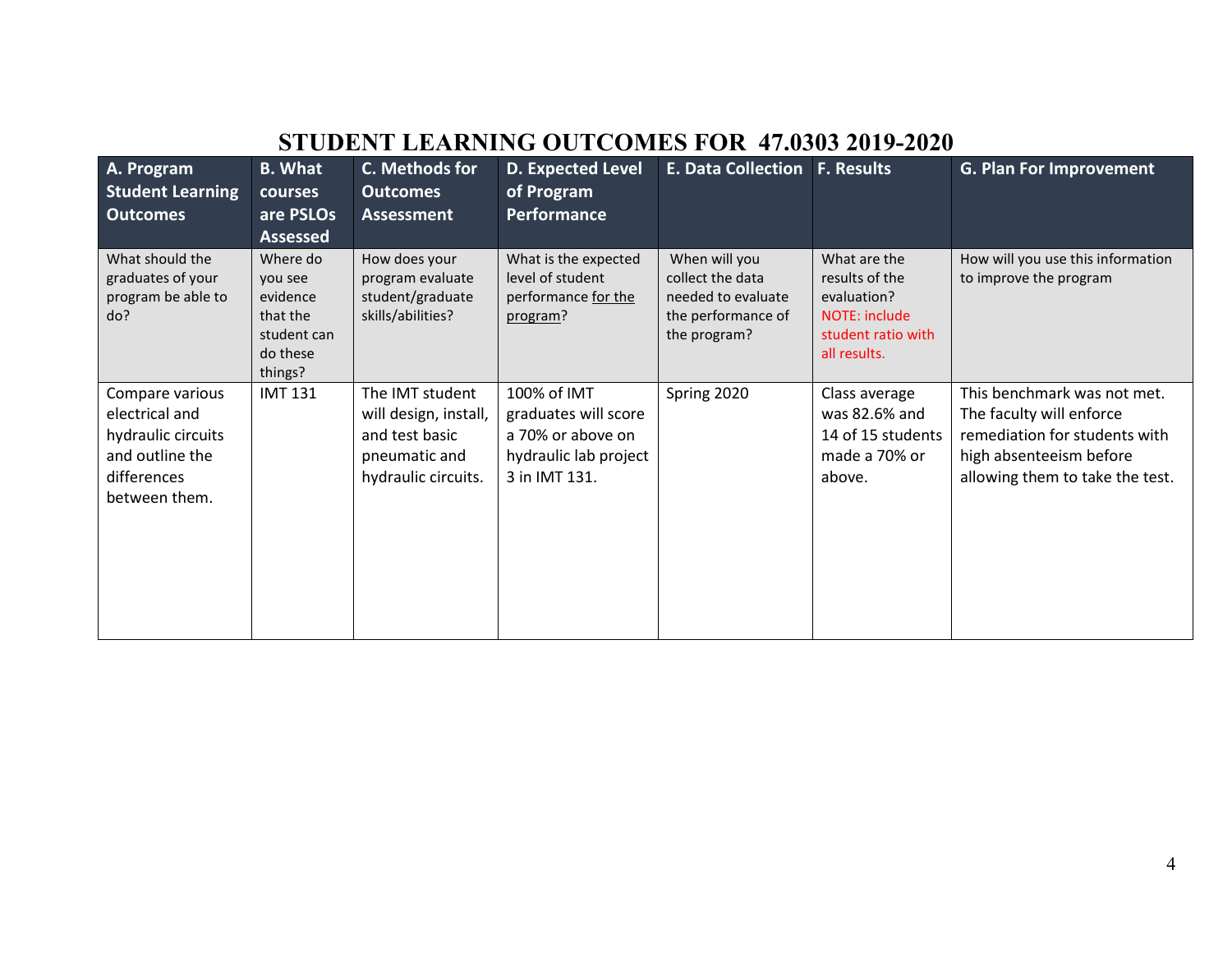# STUDENT LEARNING OUTCOMES FOR 47.0303 2019-2020

| A. Program Student Learning Outcomes | B. What courses are PSLOs Assessed | C. Methods for Outcomes Assessment | D. Expected Level of Program Performance | E. Data Collection | F. Results | G. Plan For Improvement |
|---|---|---|---|---|---|---|
| What should the graduates of your program be able to do? | Where do you see evidence that the student can do these things? | How does your program evaluate student/graduate skills/abilities? | What is the expected level of student performance for the program? | When will you collect the data needed to evaluate the performance of the program? | What are the results of the evaluation? NOTE: include student ratio with all results. | How will you use this information to improve the program |
| Compare various electrical and hydraulic circuits and outline the differences between them. | IMT 131 | The IMT student will design, install, and test basic pneumatic and hydraulic circuits. | 100% of IMT graduates will score a 70% or above on hydraulic lab project 3 in IMT 131. | Spring 2020 | Class average was 82.6% and 14 of 15 students made a 70% or above. | This benchmark was not met. The faculty will enforce remediation for students with high absenteeism before allowing them to take the test. |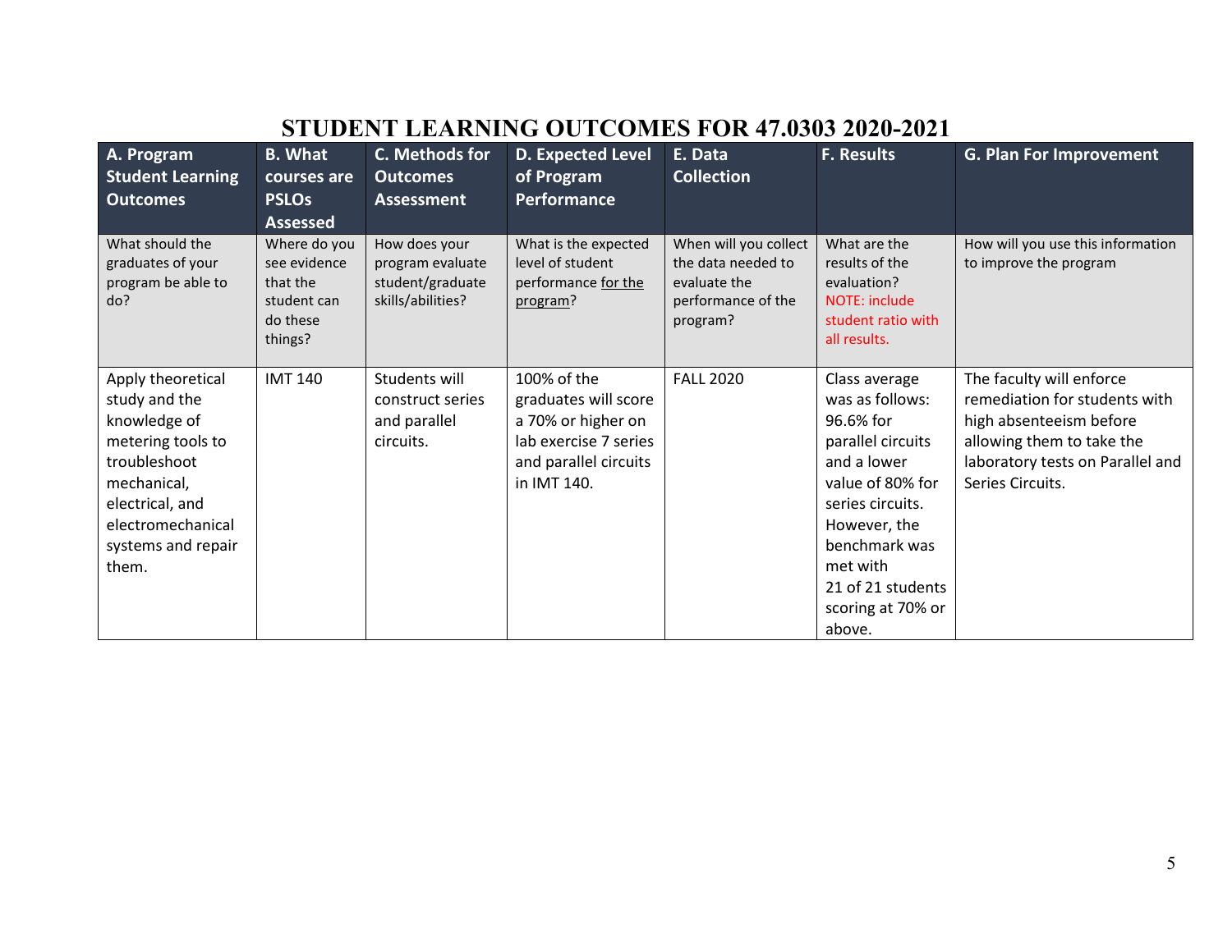# STUDENT LEARNING OUTCOMES FOR 47.0303 2020-2021

| A. Program Student Learning Outcomes | B. What courses are PSLOs Assessed | C. Methods for Outcomes Assessment | D. Expected Level of Program Performance | E. Data Collection | F. Results | G. Plan For Improvement |
|---|---|---|---|---|---|---|
| What should the graduates of your program be able to do? | Where do you see evidence that the student can do these things? | How does your program evaluate student/graduate skills/abilities? | What is the expected level of student performance for the program? | When will you collect the data needed to evaluate the performance of the program? | What are the results of the evaluation? NOTE: include student ratio with all results. | How will you use this information to improve the program |
| Apply theoretical study and the knowledge of metering tools to troubleshoot mechanical, electrical, and electromechanical systems and repair them. | IMT 140 | Students will construct series and parallel circuits. | 100% of the graduates will score a 70% or higher on lab exercise 7 series and parallel circuits in IMT 140. | FALL 2020 | Class average was as follows: 96.6% for parallel circuits and a lower value of 80% for series circuits. However, the benchmark was met with 21 of 21 students scoring at 70% or above. | The faculty will enforce remediation for students with high absenteeism before allowing them to take the laboratory tests on Parallel and Series Circuits. |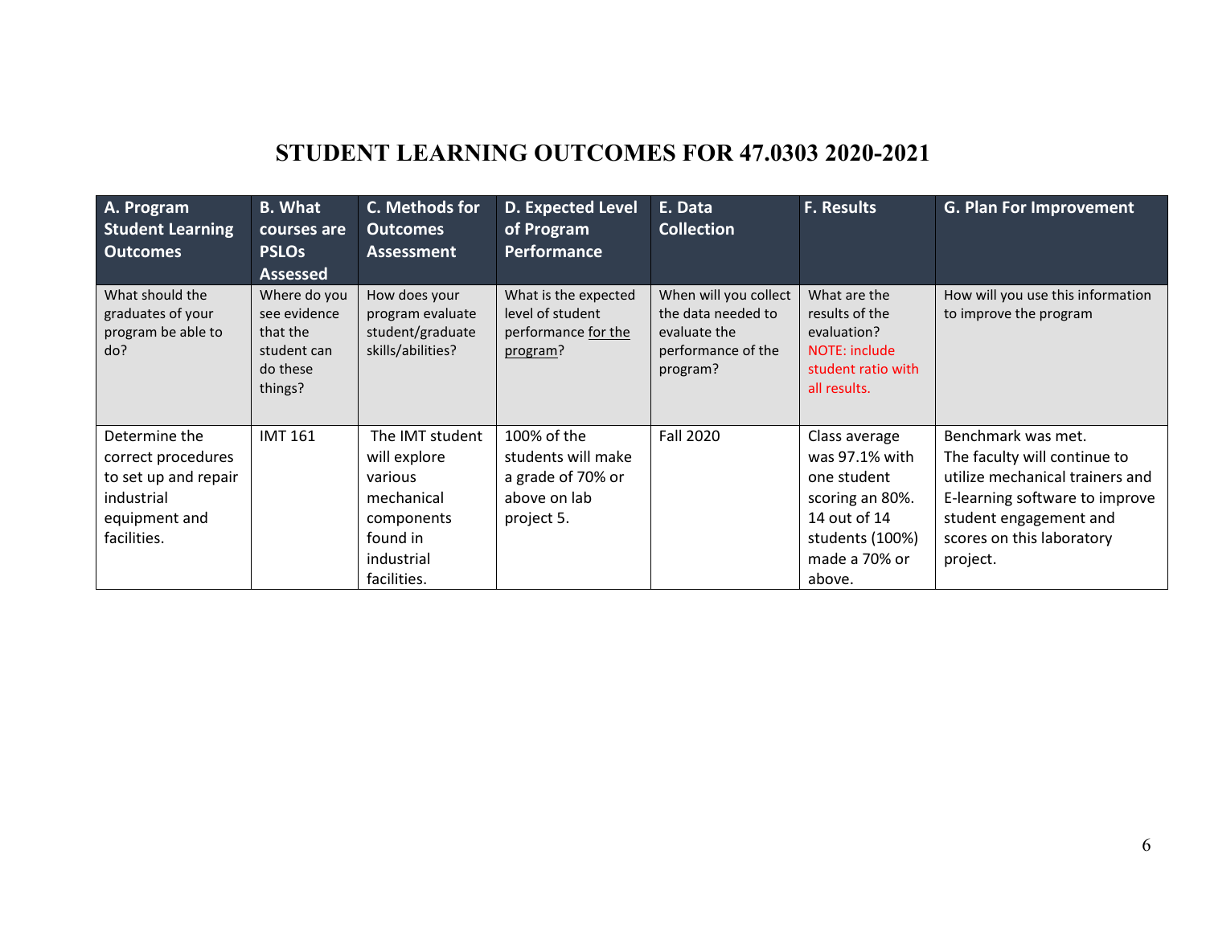# STUDENT LEARNING OUTCOMES FOR 47.0303 2020-2021

| A. Program Student Learning Outcomes | B. What courses are PSLOs Assessed | C. Methods for Outcomes Assessment | D. Expected Level of Program Performance | E. Data Collection | F. Results | G. Plan For Improvement |
|---|---|---|---|---|---|---|
| What should the graduates of your program be able to do? | Where do you see evidence that the student can do these things? | How does your program evaluate student/graduate skills/abilities? | What is the expected level of student performance for the program? | When will you collect the data needed to evaluate the performance of the program? | What are the results of the evaluation? NOTE: include student ratio with all results. | How will you use this information to improve the program |
| Determine the correct procedures to set up and repair industrial equipment and facilities. | IMT 161 | The IMT student will explore various mechanical components found in industrial facilities. | 100% of the students will make a grade of 70% or above on lab project 5. | Fall 2020 | Class average was 97.1% with one student scoring an 80%. 14 out of 14 students (100%) made a 70% or above. | Benchmark was met. The faculty will continue to utilize mechanical trainers and E-learning software to improve student engagement and scores on this laboratory project. |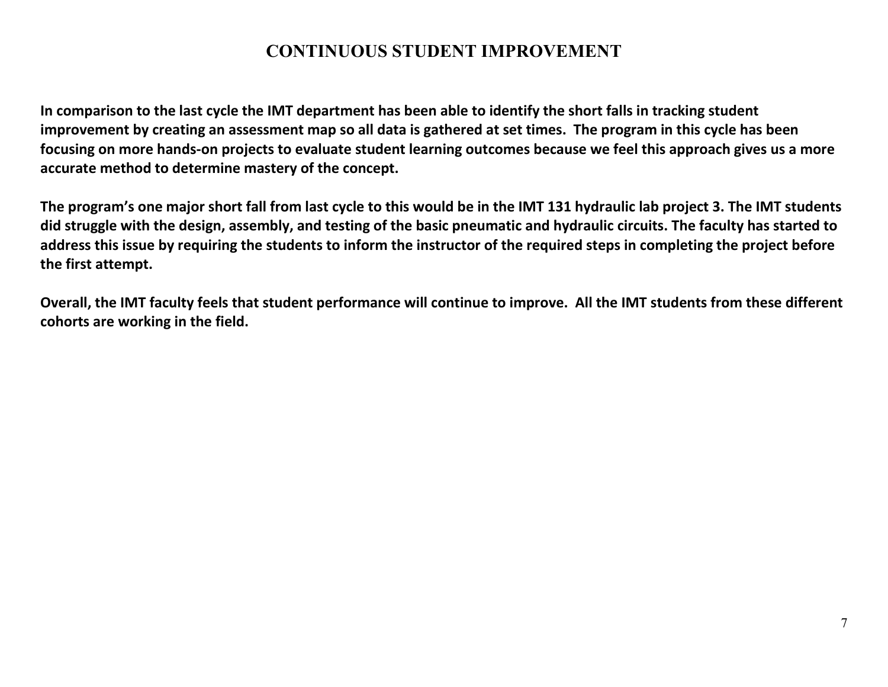# CONTINUOUS STUDENT IMPROVEMENT

**In comparison to the last cycle the IMT department has been able to identify the short falls in tracking student improvement by creating an assessment map so all data is gathered at set times. The program in this cycle has been focusing on more hands-on projects to evaluate student learning outcomes because we feel this approach gives us a more accurate method to determine mastery of the concept.**

**The program's one major short fall from last cycle to this would be in the IMT 131 hydraulic lab project 3. The IMT students did struggle with the design, assembly, and testing of the basic pneumatic and hydraulic circuits. The faculty has started to address this issue by requiring the students to inform the instructor of the required steps in completing the project before the first attempt.**

**Overall, the IMT faculty feels that student performance will continue to improve. All the IMT students from these different cohorts are working in the field.**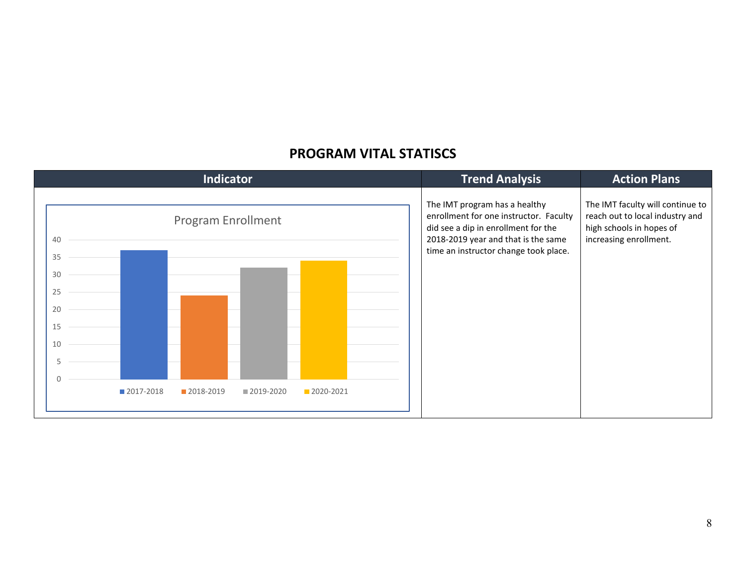## PROGRAM VITAL STATISCS

| Indicator | Trend Analysis | Action Plans |
|---|---|---|
| Program Enrollment<br>Y-axis: 0, 5, 10, 15, 20, 25, 30, 35, 40<br>Legend: 2017-2018, 2018-2019, 2019-2020, 2020-2021 | The IMT program has a healthy enrollment for one instructor. Faculty did see a dip in enrollment for the 2018-2019 year and that is the same time an instructor change took place. | The IMT faculty will continue to reach out to local industry and high schools in hopes of increasing enrollment. |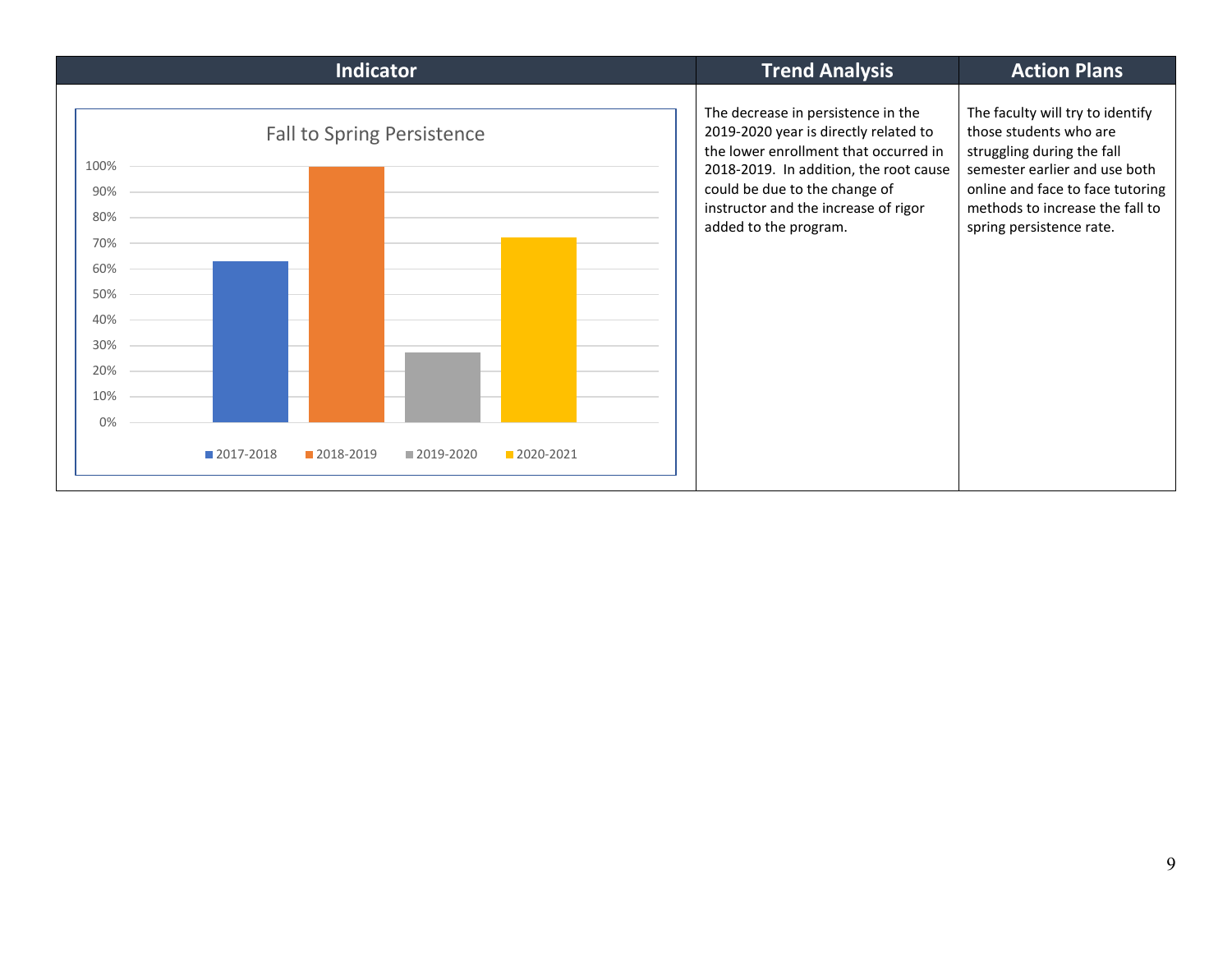| Indicator | Trend Analysis | Action Plans |
| --- | --- | --- |
| **Fall to Spring Persistence**<br>2017-2018: ~63%<br>2018-2019: ~100%<br>2019-2020: ~27%<br>2020-2021: ~72% | The decrease in persistence in the 2019-2020 year is directly related to the lower enrollment that occurred in 2018-2019. In addition, the root cause could be due to the change of instructor and the increase of rigor added to the program. | The faculty will try to identify those students who are struggling during the fall semester earlier and use both online and face to face tutoring methods to increase the fall to spring persistence rate. |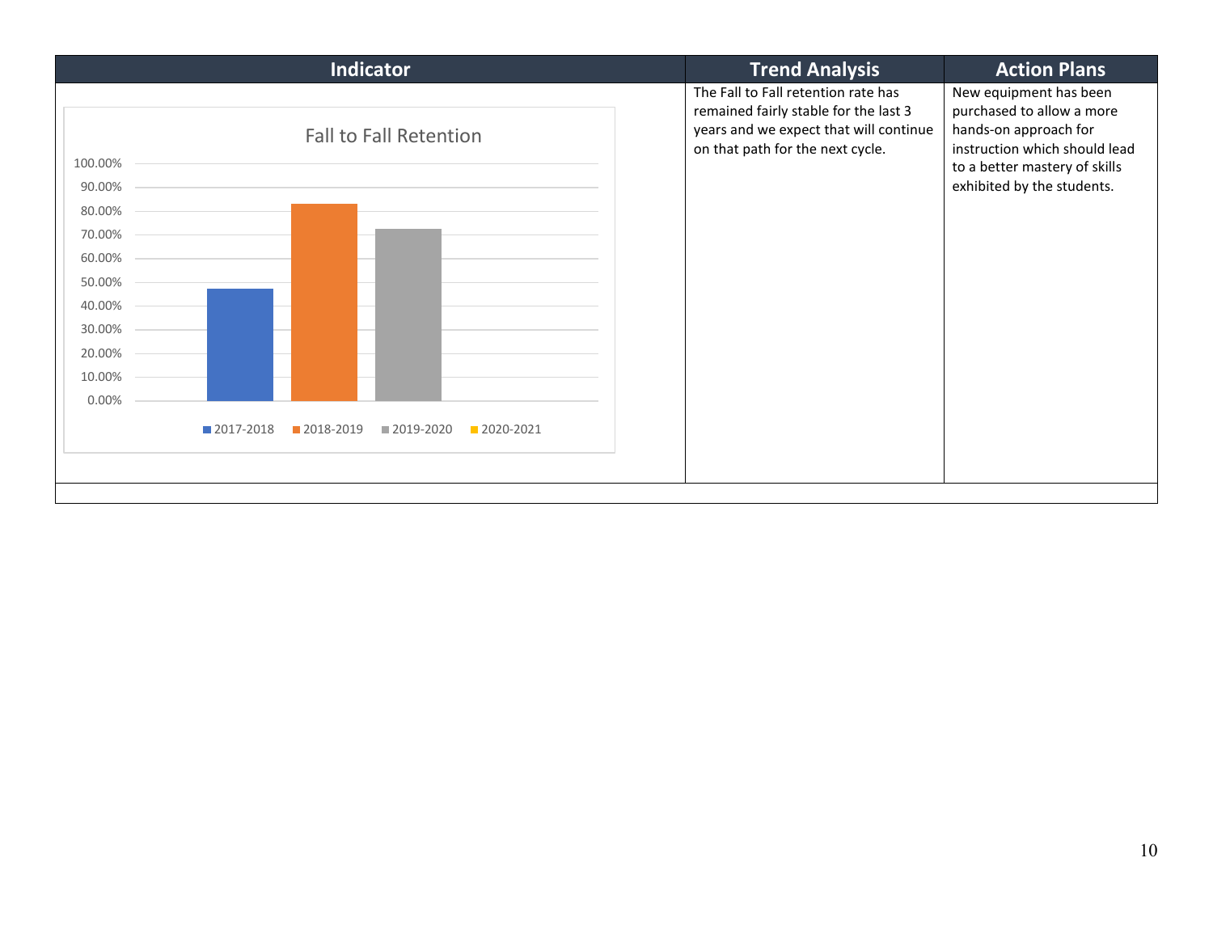| Indicator | Trend Analysis | Action Plans |
| --- | --- | --- |
| **Fall to Fall Retention** (chart: 2017-2018, 2018-2019, 2019-2020, 2020-2021; y-axis 0.00% to 100.00%) | The Fall to Fall retention rate has remained fairly stable for the last 3 years and we expect that will continue on that path for the next cycle. | New equipment has been purchased to allow a more hands-on approach for instruction which should lead to a better mastery of skills exhibited by the students. |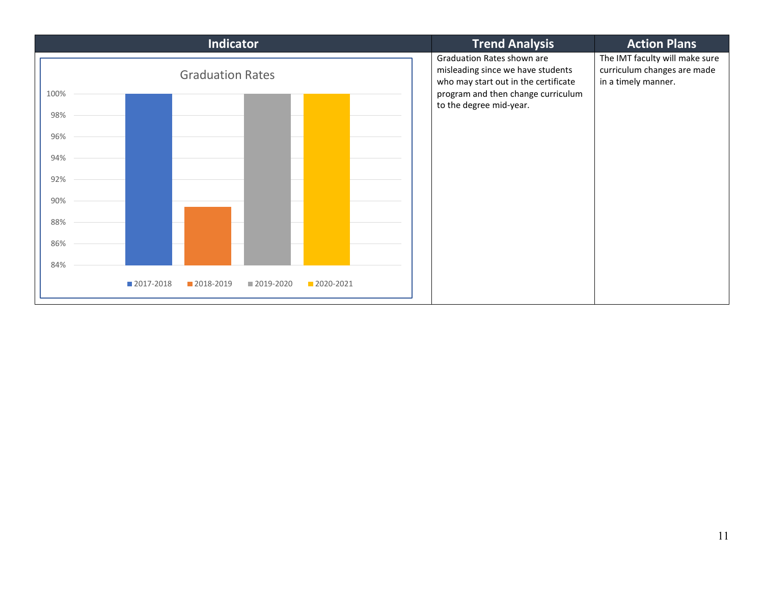| Indicator | Trend Analysis | Action Plans |
| --- | --- | --- |
| Graduation Rates | Graduation Rates shown are misleading since we have students who may start out in the certificate program and then change curriculum to the degree mid-year. | The IMT faculty will make sure curriculum changes are made in a timely manner. |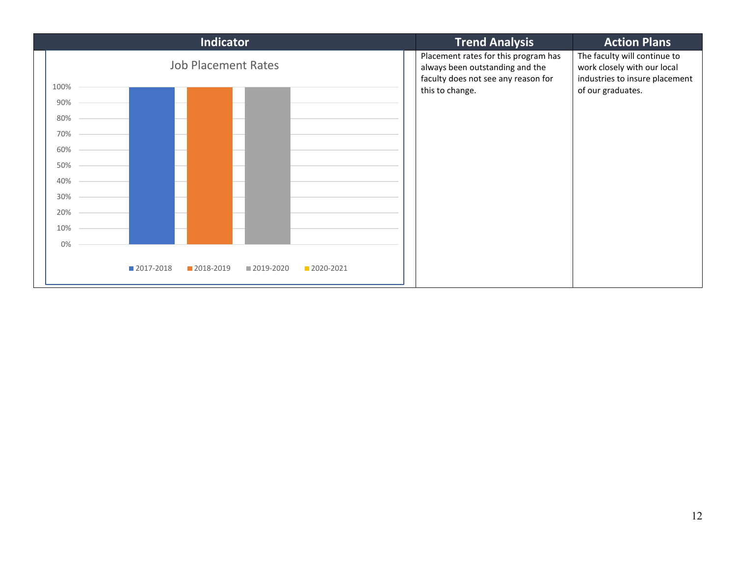| Indicator | Trend Analysis | Action Plans |
| --- | --- | --- |
| Job Placement Rates<br>100%<br>90%<br>80%<br>70%<br>60%<br>50%<br>40%<br>30%<br>20%<br>10%<br>0%<br>2017-2018 2018-2019 2019-2020 2020-2021 | Placement rates for this program has always been outstanding and the faculty does not see any reason for this to change. | The faculty will continue to work closely with our local industries to insure placement of our graduates. |